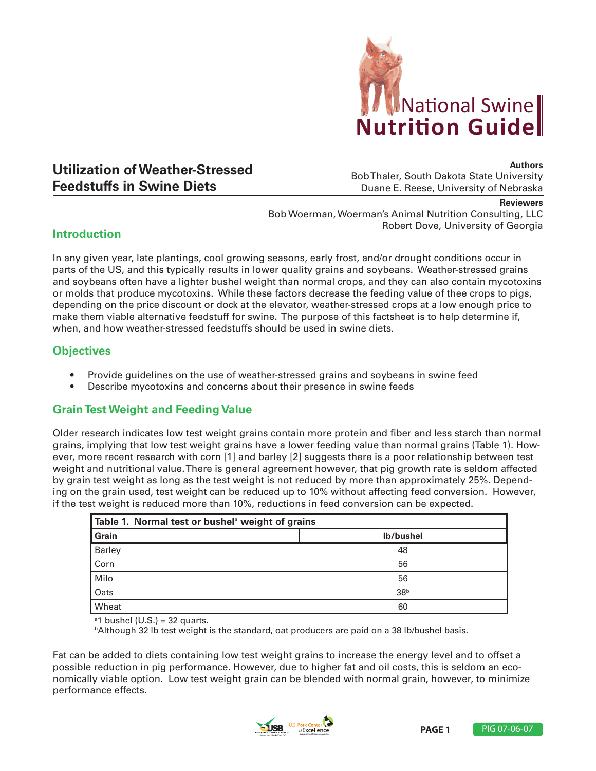National Swine Nutrition Guide

# Utilization of Weather-Stressed Feedstuffs in Swine Diets

**Authors**
Bob Thaler, South Dakota State University
Duane E. Reese, University of Nebraska

**Reviewers**
Bob Woerman, Woerman's Animal Nutrition Consulting, LLC
Robert Dove, University of Georgia

## Introduction

In any given year, late plantings, cool growing seasons, early frost, and/or drought conditions occur in parts of the US, and this typically results in lower quality grains and soybeans. Weather-stressed grains and soybeans often have a lighter bushel weight than normal crops, and they can also contain mycotoxins or molds that produce mycotoxins. While these factors decrease the feeding value of thee crops to pigs, depending on the price discount or dock at the elevator, weather-stressed crops at a low enough price to make them viable alternative feedstuff for swine. The purpose of this factsheet is to help determine if, when, and how weather-stressed feedstuffs should be used in swine diets.

## Objectives

- Provide guidelines on the use of weather-stressed grains and soybeans in swine feed
- Describe mycotoxins and concerns about their presence in swine feeds

## Grain Test Weight and Feeding Value

Older research indicates low test weight grains contain more protein and fiber and less starch than normal grains, implying that low test weight grains have a lower feeding value than normal grains (Table 1). However, more recent research with corn [1] and barley [2] suggests there is a poor relationship between test weight and nutritional value. There is general agreement however, that pig growth rate is seldom affected by grain test weight as long as the test weight is not reduced by more than approximately 25%. Depending on the grain used, test weight can be reduced up to 10% without affecting feed conversion. However, if the test weight is reduced more than 10%, reductions in feed conversion can be expected.

**Table 1. Normal test or bushel[a] weight of grains**

| Grain | lb/bushel |
|---|---|
| Barley | 48 |
| Corn | 56 |
| Milo | 56 |
| Oats | 38[b] |
| Wheat | 60 |

[a]1 bushel (U.S.) = 32 quarts.
[b]Although 32 lb test weight is the standard, oat producers are paid on a 38 lb/bushel basis.

Fat can be added to diets containing low test weight grains to increase the energy level and to offset a possible reduction in pig performance. However, due to higher fat and oil costs, this is seldom an economically viable option. Low test weight grain can be blended with normal grain, however, to minimize performance effects.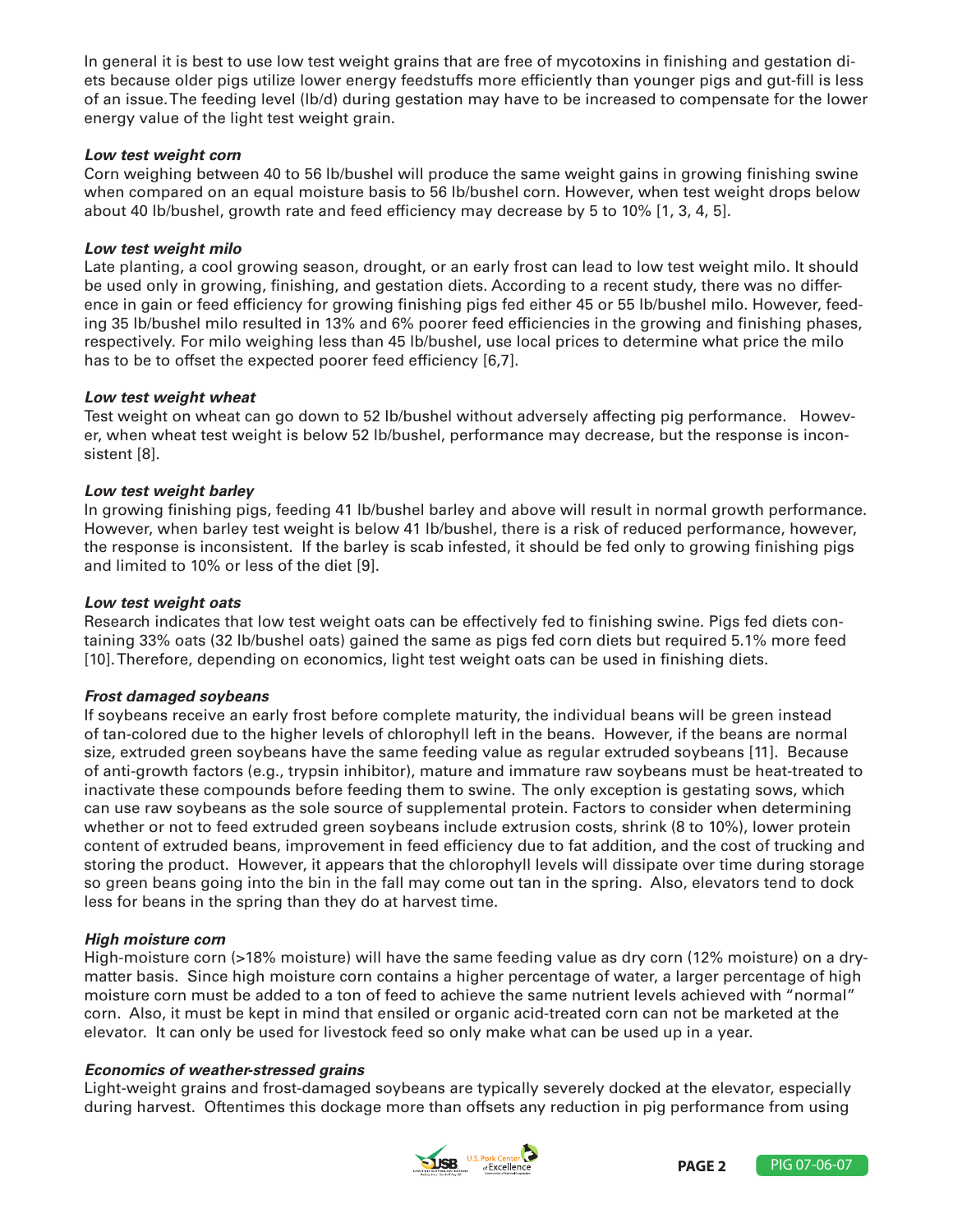In general it is best to use low test weight grains that are free of mycotoxins in finishing and gestation diets because older pigs utilize lower energy feedstuffs more efficiently than younger pigs and gut-fill is less of an issue. The feeding level (lb/d) during gestation may have to be increased to compensate for the lower energy value of the light test weight grain.

***Low test weight corn***

Corn weighing between 40 to 56 lb/bushel will produce the same weight gains in growing finishing swine when compared on an equal moisture basis to 56 lb/bushel corn. However, when test weight drops below about 40 lb/bushel, growth rate and feed efficiency may decrease by 5 to 10% [1, 3, 4, 5].

***Low test weight milo***

Late planting, a cool growing season, drought, or an early frost can lead to low test weight milo. It should be used only in growing, finishing, and gestation diets. According to a recent study, there was no difference in gain or feed efficiency for growing finishing pigs fed either 45 or 55 lb/bushel milo. However, feeding 35 lb/bushel milo resulted in 13% and 6% poorer feed efficiencies in the growing and finishing phases, respectively. For milo weighing less than 45 lb/bushel, use local prices to determine what price the milo has to be to offset the expected poorer feed efficiency [6,7].

***Low test weight wheat***

Test weight on wheat can go down to 52 lb/bushel without adversely affecting pig performance. However, when wheat test weight is below 52 lb/bushel, performance may decrease, but the response is inconsistent [8].

***Low test weight barley***

In growing finishing pigs, feeding 41 lb/bushel barley and above will result in normal growth performance. However, when barley test weight is below 41 lb/bushel, there is a risk of reduced performance, however, the response is inconsistent. If the barley is scab infested, it should be fed only to growing finishing pigs and limited to 10% or less of the diet [9].

***Low test weight oats***

Research indicates that low test weight oats can be effectively fed to finishing swine. Pigs fed diets containing 33% oats (32 lb/bushel oats) gained the same as pigs fed corn diets but required 5.1% more feed [10]. Therefore, depending on economics, light test weight oats can be used in finishing diets.

***Frost damaged soybeans***

If soybeans receive an early frost before complete maturity, the individual beans will be green instead of tan-colored due to the higher levels of chlorophyll left in the beans. However, if the beans are normal size, extruded green soybeans have the same feeding value as regular extruded soybeans [11]. Because of anti-growth factors (e.g., trypsin inhibitor), mature and immature raw soybeans must be heat-treated to inactivate these compounds before feeding them to swine. The only exception is gestating sows, which can use raw soybeans as the sole source of supplemental protein. Factors to consider when determining whether or not to feed extruded green soybeans include extrusion costs, shrink (8 to 10%), lower protein content of extruded beans, improvement in feed efficiency due to fat addition, and the cost of trucking and storing the product. However, it appears that the chlorophyll levels will dissipate over time during storage so green beans going into the bin in the fall may come out tan in the spring. Also, elevators tend to dock less for beans in the spring than they do at harvest time.

***High moisture corn***

High-moisture corn (>18% moisture) will have the same feeding value as dry corn (12% moisture) on a dry-matter basis. Since high moisture corn contains a higher percentage of water, a larger percentage of high moisture corn must be added to a ton of feed to achieve the same nutrient levels achieved with "normal" corn. Also, it must be kept in mind that ensiled or organic acid-treated corn can not be marketed at the elevator. It can only be used for livestock feed so only make what can be used up in a year.

***Economics of weather-stressed grains***

Light-weight grains and frost-damaged soybeans are typically severely docked at the elevator, especially during harvest. Oftentimes this dockage more than offsets any reduction in pig performance from using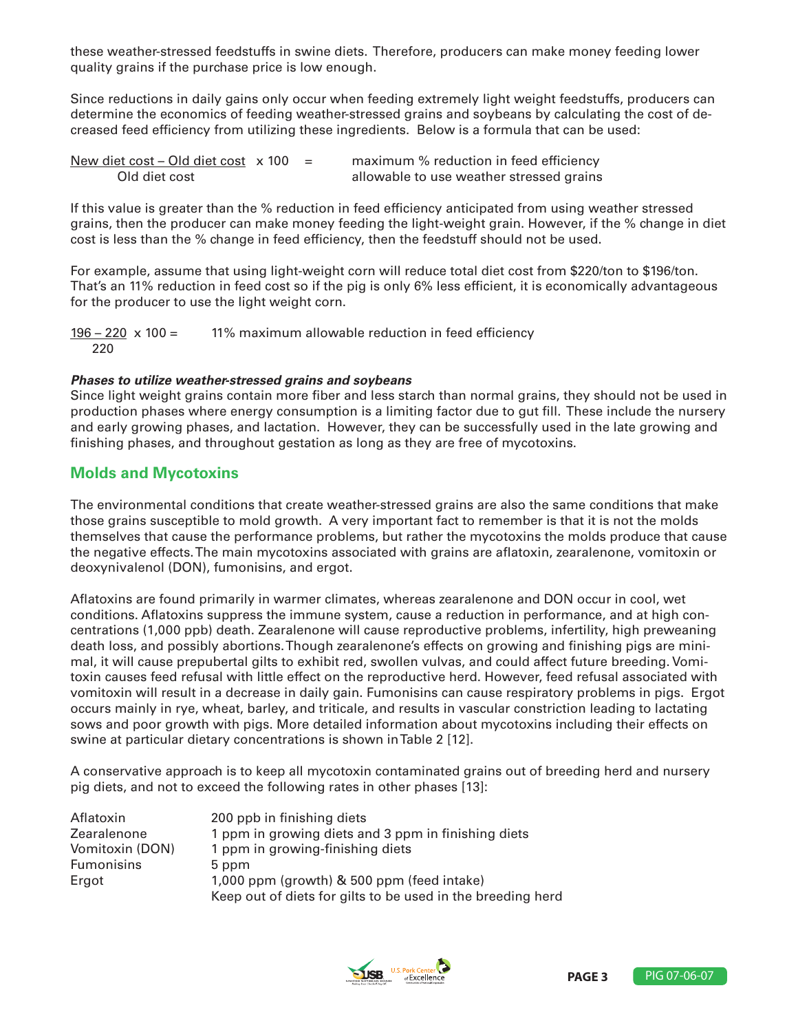these weather-stressed feedstuffs in swine diets. Therefore, producers can make money feeding lower quality grains if the purchase price is low enough.

Since reductions in daily gains only occur when feeding extremely light weight feedstuffs, producers can determine the economics of feeding weather-stressed grains and soybeans by calculating the cost of decreased feed efficiency from utilizing these ingredients. Below is a formula that can be used:

$$\frac{\text{New diet cost} - \text{Old diet cost}}{\text{Old diet cost}} \times 100 = \text{maximum \% reduction in feed efficiency allowable to use weather stressed grains}$$

If this value is greater than the % reduction in feed efficiency anticipated from using weather stressed grains, then the producer can make money feeding the light-weight grain. However, if the % change in diet cost is less than the % change in feed efficiency, then the feedstuff should not be used.

For example, assume that using light-weight corn will reduce total diet cost from $220/ton to $196/ton. That's an 11% reduction in feed cost so if the pig is only 6% less efficient, it is economically advantageous for the producer to use the light weight corn.

$$\frac{196 - 220}{220} \times 100 = \text{11\% maximum allowable reduction in feed efficiency}$$

***Phases to utilize weather-stressed grains and soybeans***

Since light weight grains contain more fiber and less starch than normal grains, they should not be used in production phases where energy consumption is a limiting factor due to gut fill. These include the nursery and early growing phases, and lactation. However, they can be successfully used in the late growing and finishing phases, and throughout gestation as long as they are free of mycotoxins.

## Molds and Mycotoxins

The environmental conditions that create weather-stressed grains are also the same conditions that make those grains susceptible to mold growth. A very important fact to remember is that it is not the molds themselves that cause the performance problems, but rather the mycotoxins the molds produce that cause the negative effects. The main mycotoxins associated with grains are aflatoxin, zearalenone, vomitoxin or deoxynivalenol (DON), fumonisins, and ergot.

Aflatoxins are found primarily in warmer climates, whereas zearalenone and DON occur in cool, wet conditions. Aflatoxins suppress the immune system, cause a reduction in performance, and at high concentrations (1,000 ppb) death. Zearalenone will cause reproductive problems, infertility, high preweaning death loss, and possibly abortions. Though zearalenone's effects on growing and finishing pigs are minimal, it will cause prepubertal gilts to exhibit red, swollen vulvas, and could affect future breeding. Vomitoxin causes feed refusal with little effect on the reproductive herd. However, feed refusal associated with vomitoxin will result in a decrease in daily gain. Fumonisins can cause respiratory problems in pigs. Ergot occurs mainly in rye, wheat, barley, and triticale, and results in vascular constriction leading to lactating sows and poor growth with pigs. More detailed information about mycotoxins including their effects on swine at particular dietary concentrations is shown in Table 2 [12].

A conservative approach is to keep all mycotoxin contaminated grains out of breeding herd and nursery pig diets, and not to exceed the following rates in other phases [13]:

| | |
|---|---|
| Aflatoxin | 200 ppb in finishing diets |
| Zearalenone | 1 ppm in growing diets and 3 ppm in finishing diets |
| Vomitoxin (DON) | 1 ppm in growing-finishing diets |
| Fumonisins | 5 ppm |
| Ergot | 1,000 ppm (growth) & 500 ppm (feed intake)<br>Keep out of diets for gilts to be used in the breeding herd |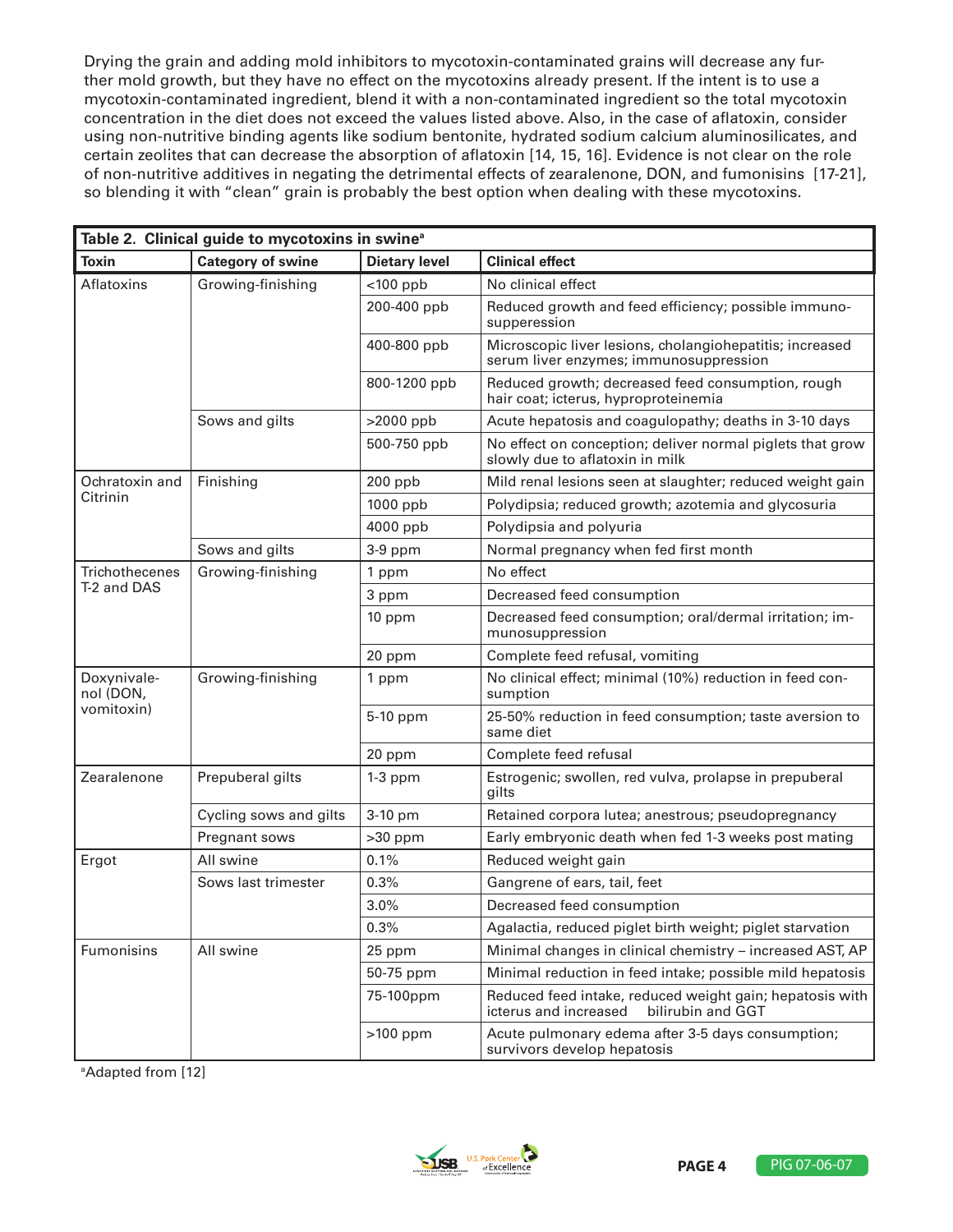Drying the grain and adding mold inhibitors to mycotoxin-contaminated grains will decrease any further mold growth, but they have no effect on the mycotoxins already present. If the intent is to use a mycotoxin-contaminated ingredient, blend it with a non-contaminated ingredient so the total mycotoxin concentration in the diet does not exceed the values listed above. Also, in the case of aflatoxin, consider using non-nutritive binding agents like sodium bentonite, hydrated sodium calcium aluminosilicates, and certain zeolites that can decrease the absorption of aflatoxin [14, 15, 16]. Evidence is not clear on the role of non-nutritive additives in negating the detrimental effects of zearalenone, DON, and fumonisins [17-21], so blending it with "clean" grain is probably the best option when dealing with these mycotoxins.

**Table 2. Clinical guide to mycotoxins in swine**[a]

| Toxin | Category of swine | Dietary level | Clinical effect |
|---|---|---|---|
| Aflatoxins | Growing-finishing | <100 ppb | No clinical effect |
| | | 200-400 ppb | Reduced growth and feed efficiency; possible immunosupperession |
| | | 400-800 ppb | Microscopic liver lesions, cholangiohepatitis; increased serum liver enzymes; immunosuppression |
| | | 800-1200 ppb | Reduced growth; decreased feed consumption, rough hair coat; icterus, hyproproteinemia |
| | Sows and gilts | >2000 ppb | Acute hepatosis and coagulopathy; deaths in 3-10 days |
| | | 500-750 ppb | No effect on conception; deliver normal piglets that grow slowly due to aflatoxin in milk |
| Ochratoxin and Citrinin | Finishing | 200 ppb | Mild renal lesions seen at slaughter; reduced weight gain |
| | | 1000 ppb | Polydipsia; reduced growth; azotemia and glycosuria |
| | | 4000 ppb | Polydipsia and polyuria |
| | Sows and gilts | 3-9 ppm | Normal pregnancy when fed first month |
| Trichothecenes T-2 and DAS | Growing-finishing | 1 ppm | No effect |
| | | 3 ppm | Decreased feed consumption |
| | | 10 ppm | Decreased feed consumption; oral/dermal irritation; immunosuppression |
| | | 20 ppm | Complete feed refusal, vomiting |
| Doxynivalenol (DON, vomitoxin) | Growing-finishing | 1 ppm | No clinical effect; minimal (10%) reduction in feed consumption |
| | | 5-10 ppm | 25-50% reduction in feed consumption; taste aversion to same diet |
| | | 20 ppm | Complete feed refusal |
| Zearalenone | Prepuberal gilts | 1-3 ppm | Estrogenic; swollen, red vulva, prolapse in prepuberal gilts |
| | Cycling sows and gilts | 3-10 pm | Retained corpora lutea; anestrous; pseudopregnancy |
| | Pregnant sows | >30 ppm | Early embryonic death when fed 1-3 weeks post mating |
| Ergot | All swine | 0.1% | Reduced weight gain |
| | Sows last trimester | 0.3% | Gangrene of ears, tail, feet |
| | | 3.0% | Decreased feed consumption |
| | | 0.3% | Agalactia, reduced piglet birth weight; piglet starvation |
| Fumonisins | All swine | 25 ppm | Minimal changes in clinical chemistry – increased AST, AP |
| | | 50-75 ppm | Minimal reduction in feed intake; possible mild hepatosis |
| | | 75-100ppm | Reduced feed intake, reduced weight gain; hepatosis with icterus and increased bilirubin and GGT |
| | | >100 ppm | Acute pulmonary edema after 3-5 days consumption; survivors develop hepatosis |

[a]Adapted from [12]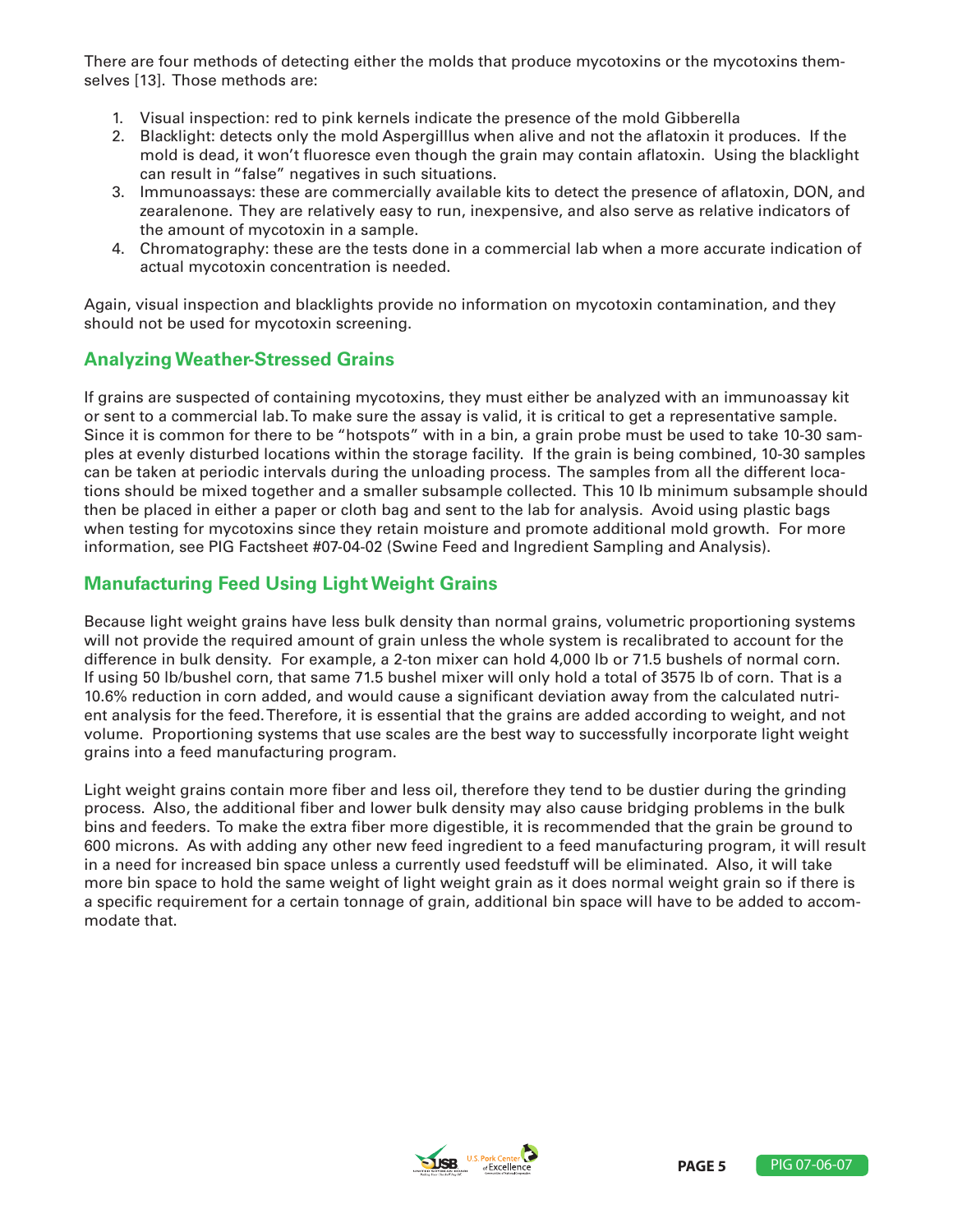There are four methods of detecting either the molds that produce mycotoxins or the mycotoxins themselves [13]. Those methods are:

1. Visual inspection: red to pink kernels indicate the presence of the mold Gibberella
2. Blacklight: detects only the mold Aspergilllus when alive and not the aflatoxin it produces. If the mold is dead, it won't fluoresce even though the grain may contain aflatoxin. Using the blacklight can result in "false" negatives in such situations.
3. Immunoassays: these are commercially available kits to detect the presence of aflatoxin, DON, and zearalenone. They are relatively easy to run, inexpensive, and also serve as relative indicators of the amount of mycotoxin in a sample.
4. Chromatography: these are the tests done in a commercial lab when a more accurate indication of actual mycotoxin concentration is needed.

Again, visual inspection and blacklights provide no information on mycotoxin contamination, and they should not be used for mycotoxin screening.

## Analyzing Weather-Stressed Grains

If grains are suspected of containing mycotoxins, they must either be analyzed with an immunoassay kit or sent to a commercial lab. To make sure the assay is valid, it is critical to get a representative sample. Since it is common for there to be "hotspots" with in a bin, a grain probe must be used to take 10-30 samples at evenly disturbed locations within the storage facility. If the grain is being combined, 10-30 samples can be taken at periodic intervals during the unloading process. The samples from all the different locations should be mixed together and a smaller subsample collected. This 10 lb minimum subsample should then be placed in either a paper or cloth bag and sent to the lab for analysis. Avoid using plastic bags when testing for mycotoxins since they retain moisture and promote additional mold growth. For more information, see PIG Factsheet #07-04-02 (Swine Feed and Ingredient Sampling and Analysis).

## Manufacturing Feed Using Light Weight Grains

Because light weight grains have less bulk density than normal grains, volumetric proportioning systems will not provide the required amount of grain unless the whole system is recalibrated to account for the difference in bulk density. For example, a 2-ton mixer can hold 4,000 lb or 71.5 bushels of normal corn. If using 50 lb/bushel corn, that same 71.5 bushel mixer will only hold a total of 3575 lb of corn. That is a 10.6% reduction in corn added, and would cause a significant deviation away from the calculated nutrient analysis for the feed. Therefore, it is essential that the grains are added according to weight, and not volume. Proportioning systems that use scales are the best way to successfully incorporate light weight grains into a feed manufacturing program.

Light weight grains contain more fiber and less oil, therefore they tend to be dustier during the grinding process. Also, the additional fiber and lower bulk density may also cause bridging problems in the bulk bins and feeders. To make the extra fiber more digestible, it is recommended that the grain be ground to 600 microns. As with adding any other new feed ingredient to a feed manufacturing program, it will result in a need for increased bin space unless a currently used feedstuff will be eliminated. Also, it will take more bin space to hold the same weight of light weight grain as it does normal weight grain so if there is a specific requirement for a certain tonnage of grain, additional bin space will have to be added to accommodate that.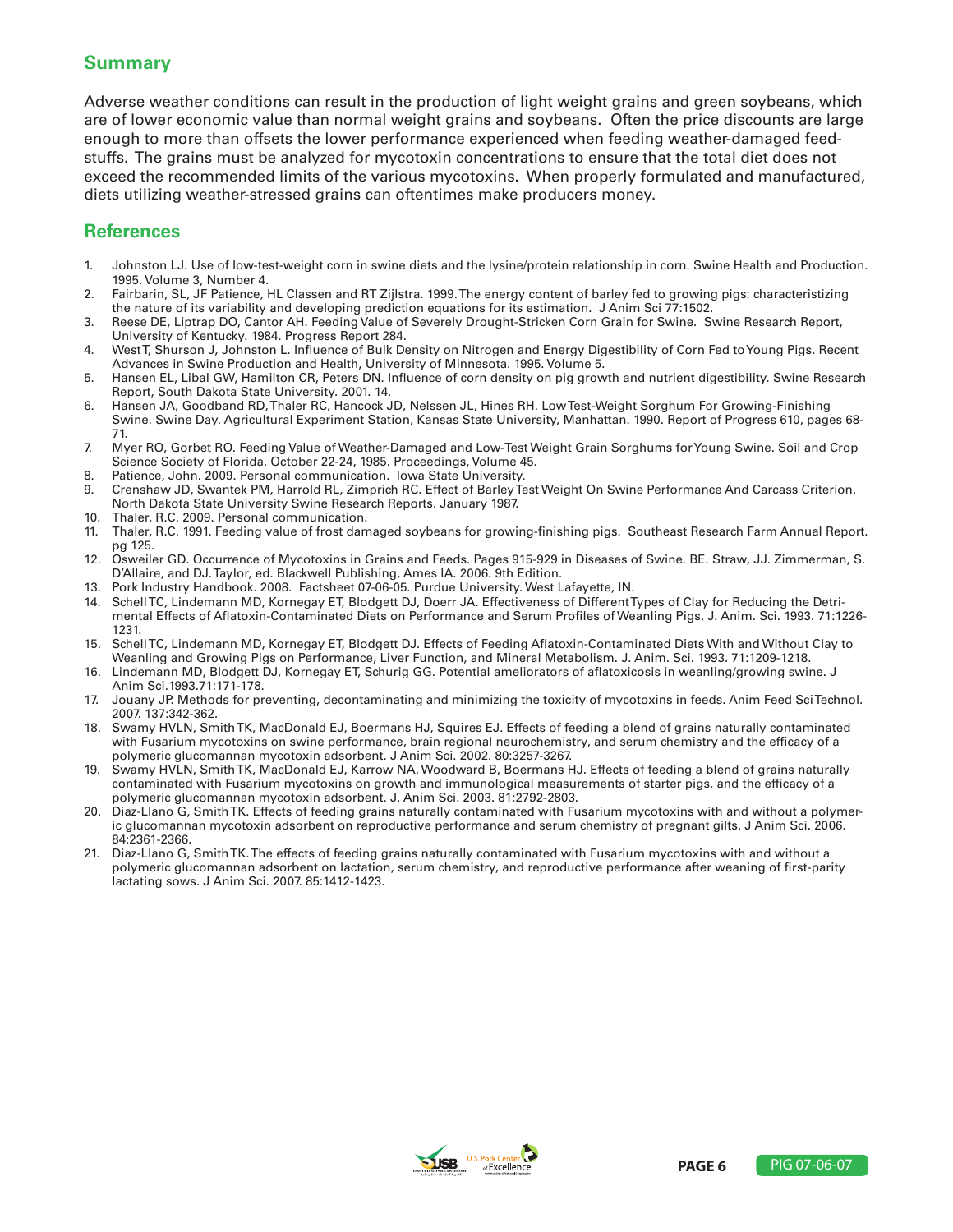## Summary

Adverse weather conditions can result in the production of light weight grains and green soybeans, which are of lower economic value than normal weight grains and soybeans. Often the price discounts are large enough to more than offsets the lower performance experienced when feeding weather-damaged feedstuffs. The grains must be analyzed for mycotoxin concentrations to ensure that the total diet does not exceed the recommended limits of the various mycotoxins. When properly formulated and manufactured, diets utilizing weather-stressed grains can oftentimes make producers money.

## References

1. Johnston LJ. Use of low-test-weight corn in swine diets and the lysine/protein relationship in corn. Swine Health and Production. 1995. Volume 3, Number 4.
2. Fairbarin, SL, JF Patience, HL Classen and RT Zijlstra. 1999. The energy content of barley fed to growing pigs: characteristizing the nature of its variability and developing prediction equations for its estimation. J Anim Sci 77:1502.
3. Reese DE, Liptrap DO, Cantor AH. Feeding Value of Severely Drought-Stricken Corn Grain for Swine. Swine Research Report, University of Kentucky. 1984. Progress Report 284.
4. West T, Shurson J, Johnston L. Influence of Bulk Density on Nitrogen and Energy Digestibility of Corn Fed to Young Pigs. Recent Advances in Swine Production and Health, University of Minnesota. 1995. Volume 5.
5. Hansen EL, Libal GW, Hamilton CR, Peters DN. Influence of corn density on pig growth and nutrient digestibility. Swine Research Report, South Dakota State University. 2001. 14.
6. Hansen JA, Goodband RD, Thaler RC, Hancock JD, Nelssen JL, Hines RH. Low Test-Weight Sorghum For Growing-Finishing Swine. Swine Day. Agricultural Experiment Station, Kansas State University, Manhattan. 1990. Report of Progress 610, pages 68-71.
7. Myer RO, Gorbet RO. Feeding Value of Weather-Damaged and Low-Test Weight Grain Sorghums for Young Swine. Soil and Crop Science Society of Florida. October 22-24, 1985. Proceedings, Volume 45.
8. Patience, John. 2009. Personal communication. Iowa State University.
9. Crenshaw JD, Swantek PM, Harrold RL, Zimprich RC. Effect of Barley Test Weight On Swine Performance And Carcass Criterion. North Dakota State University Swine Research Reports. January 1987.
10. Thaler, R.C. 2009. Personal communication.
11. Thaler, R.C. 1991. Feeding value of frost damaged soybeans for growing-finishing pigs. Southeast Research Farm Annual Report. pg 125.
12. Osweiler GD. Occurrence of Mycotoxins in Grains and Feeds. Pages 915-929 in Diseases of Swine. BE. Straw, JJ. Zimmerman, S. D'Allaire, and DJ. Taylor, ed. Blackwell Publishing, Ames IA. 2006. 9th Edition.
13. Pork Industry Handbook. 2008. Factsheet 07-06-05. Purdue University. West Lafayette, IN.
14. Schell TC, Lindemann MD, Kornegay ET, Blodgett DJ, Doerr JA. Effectiveness of Different Types of Clay for Reducing the Detrimental Effects of Aflatoxin-Contaminated Diets on Performance and Serum Profiles of Weanling Pigs. J. Anim. Sci. 1993. 71:1226-1231.
15. Schell TC, Lindemann MD, Kornegay ET, Blodgett DJ. Effects of Feeding Aflatoxin-Contaminated Diets With and Without Clay to Weanling and Growing Pigs on Performance, Liver Function, and Mineral Metabolism. J. Anim. Sci. 1993. 71:1209-1218.
16. Lindemann MD, Blodgett DJ, Kornegay ET, Schurig GG. Potential ameliorators of aflatoxicosis in weanling/growing swine. J Anim Sci.1993.71:171-178.
17. Jouany JP. Methods for preventing, decontaminating and minimizing the toxicity of mycotoxins in feeds. Anim Feed Sci Technol. 2007. 137:342-362.
18. Swamy HVLN, Smith TK, MacDonald EJ, Boermans HJ, Squires EJ. Effects of feeding a blend of grains naturally contaminated with Fusarium mycotoxins on swine performance, brain regional neurochemistry, and serum chemistry and the efficacy of a polymeric glucomannan mycotoxin adsorbent. J Anim Sci. 2002. 80:3257-3267.
19. Swamy HVLN, Smith TK, MacDonald EJ, Karrow NA, Woodward B, Boermans HJ. Effects of feeding a blend of grains naturally contaminated with Fusarium mycotoxins on growth and immunological measurements of starter pigs, and the efficacy of a polymeric glucomannan mycotoxin adsorbent. J. Anim Sci. 2003. 81:2792-2803.
20. Diaz-Llano G, Smith TK. Effects of feeding grains naturally contaminated with Fusarium mycotoxins with and without a polymeric glucomannan mycotoxin adsorbent on reproductive performance and serum chemistry of pregnant gilts. J Anim Sci. 2006. 84:2361-2366.
21. Diaz-Llano G, Smith TK. The effects of feeding grains naturally contaminated with Fusarium mycotoxins with and without a polymeric glucomannan adsorbent on lactation, serum chemistry, and reproductive performance after weaning of first-parity lactating sows. J Anim Sci. 2007. 85:1412-1423.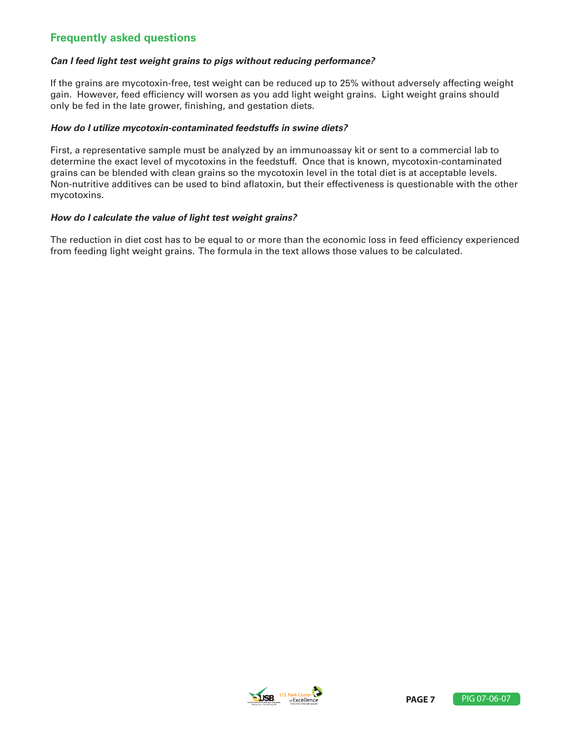## Frequently asked questions

***Can I feed light test weight grains to pigs without reducing performance?***

If the grains are mycotoxin-free, test weight can be reduced up to 25% without adversely affecting weight gain. However, feed efficiency will worsen as you add light weight grains. Light weight grains should only be fed in the late grower, finishing, and gestation diets.

***How do I utilize mycotoxin-contaminated feedstuffs in swine diets?***

First, a representative sample must be analyzed by an immunoassay kit or sent to a commercial lab to determine the exact level of mycotoxins in the feedstuff. Once that is known, mycotoxin-contaminated grains can be blended with clean grains so the mycotoxin level in the total diet is at acceptable levels. Non-nutritive additives can be used to bind aflatoxin, but their effectiveness is questionable with the other mycotoxins.

***How do I calculate the value of light test weight grains?***

The reduction in diet cost has to be equal to or more than the economic loss in feed efficiency experienced from feeding light weight grains. The formula in the text allows those values to be calculated.